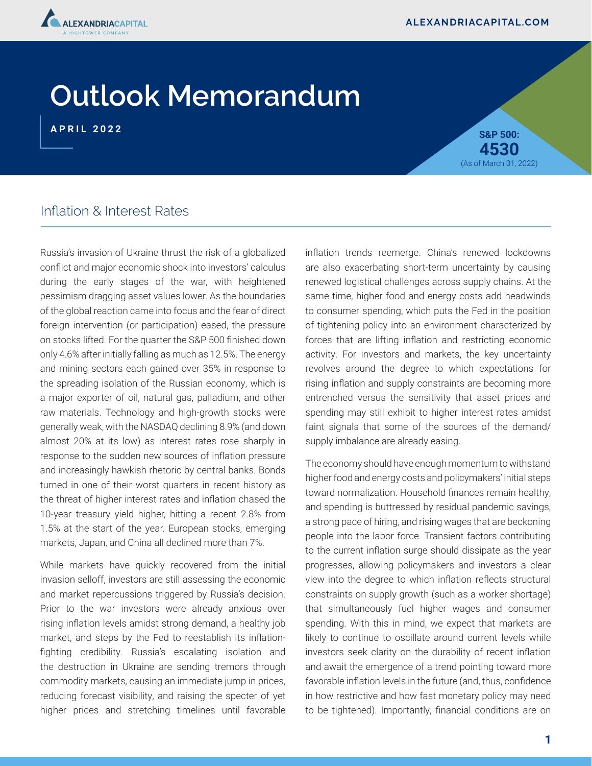# Outlook Memorandum

**APRIL 2022**

**S&P 500:**
**4530**
(As of March 31, 2022)

## Inflation & Interest Rates

Russia's invasion of Ukraine thrust the risk of a globalized conflict and major economic shock into investors' calculus during the early stages of the war, with heightened pessimism dragging asset values lower. As the boundaries of the global reaction came into focus and the fear of direct foreign intervention (or participation) eased, the pressure on stocks lifted. For the quarter the S&P 500 finished down only 4.6% after initially falling as much as 12.5%. The energy and mining sectors each gained over 35% in response to the spreading isolation of the Russian economy, which is a major exporter of oil, natural gas, palladium, and other raw materials. Technology and high-growth stocks were generally weak, with the NASDAQ declining 8.9% (and down almost 20% at its low) as interest rates rose sharply in response to the sudden new sources of inflation pressure and increasingly hawkish rhetoric by central banks. Bonds turned in one of their worst quarters in recent history as the threat of higher interest rates and inflation chased the 10-year treasury yield higher, hitting a recent 2.8% from 1.5% at the start of the year. European stocks, emerging markets, Japan, and China all declined more than 7%.

While markets have quickly recovered from the initial invasion selloff, investors are still assessing the economic and market repercussions triggered by Russia's decision. Prior to the war investors were already anxious over rising inflation levels amidst strong demand, a healthy job market, and steps by the Fed to reestablish its inflation-fighting credibility. Russia's escalating isolation and the destruction in Ukraine are sending tremors through commodity markets, causing an immediate jump in prices, reducing forecast visibility, and raising the specter of yet higher prices and stretching timelines until favorable inflation trends reemerge. China's renewed lockdowns are also exacerbating short-term uncertainty by causing renewed logistical challenges across supply chains. At the same time, higher food and energy costs add headwinds to consumer spending, which puts the Fed in the position of tightening policy into an environment characterized by forces that are lifting inflation and restricting economic activity. For investors and markets, the key uncertainty revolves around the degree to which expectations for rising inflation and supply constraints are becoming more entrenched versus the sensitivity that asset prices and spending may still exhibit to higher interest rates amidst faint signals that some of the sources of the demand/supply imbalance are already easing.

The economy should have enough momentum to withstand higher food and energy costs and policymakers' initial steps toward normalization. Household finances remain healthy, and spending is buttressed by residual pandemic savings, a strong pace of hiring, and rising wages that are beckoning people into the labor force. Transient factors contributing to the current inflation surge should dissipate as the year progresses, allowing policymakers and investors a clear view into the degree to which inflation reflects structural constraints on supply growth (such as a worker shortage) that simultaneously fuel higher wages and consumer spending. With this in mind, we expect that markets are likely to continue to oscillate around current levels while investors seek clarity on the durability of recent inflation and await the emergence of a trend pointing toward more favorable inflation levels in the future (and, thus, confidence in how restrictive and how fast monetary policy may need to be tightened). Importantly, financial conditions are on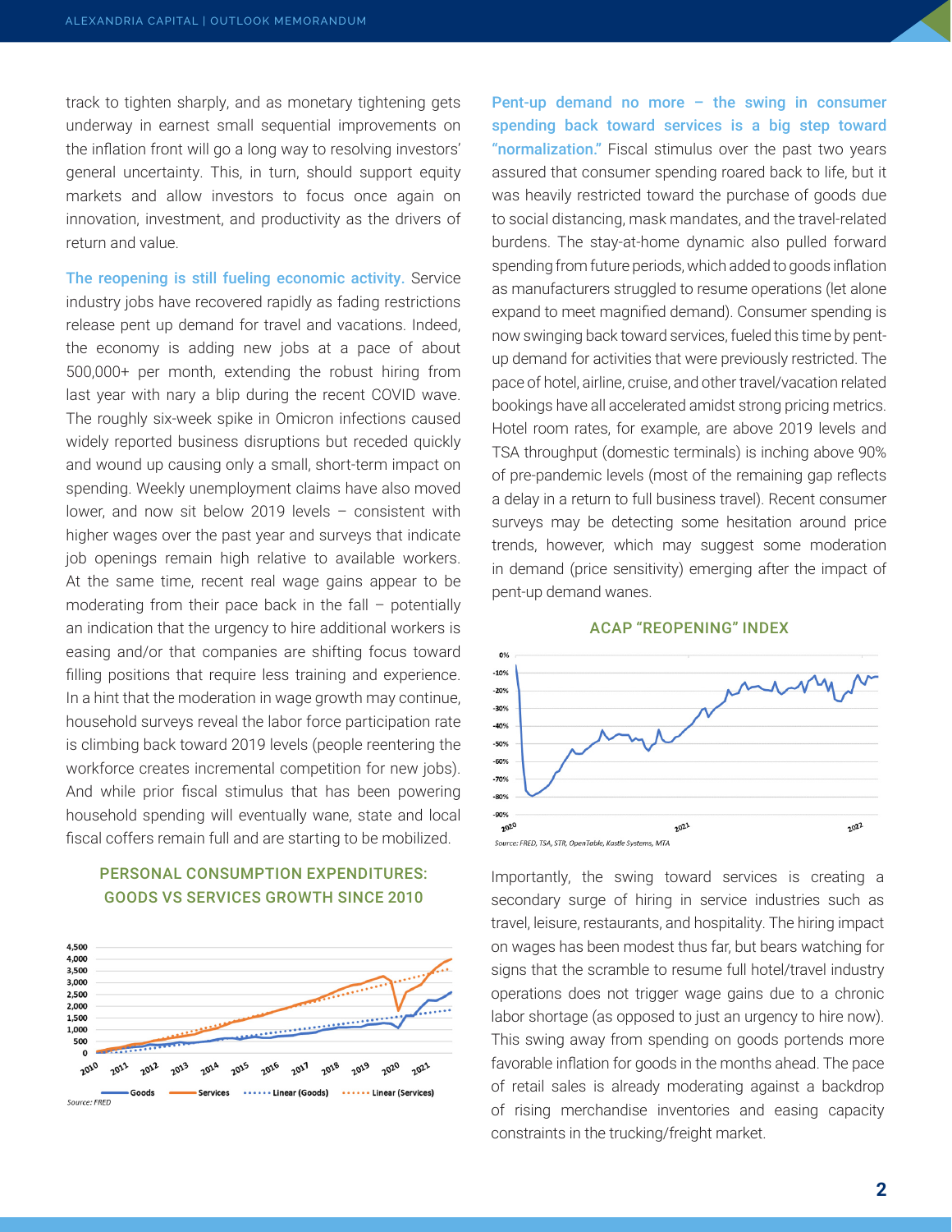track to tighten sharply, and as monetary tightening gets underway in earnest small sequential improvements on the inflation front will go a long way to resolving investors' general uncertainty. This, in turn, should support equity markets and allow investors to focus once again on innovation, investment, and productivity as the drivers of return and value.

**The reopening is still fueling economic activity.** Service industry jobs have recovered rapidly as fading restrictions release pent up demand for travel and vacations. Indeed, the economy is adding new jobs at a pace of about 500,000+ per month, extending the robust hiring from last year with nary a blip during the recent COVID wave. The roughly six-week spike in Omicron infections caused widely reported business disruptions but receded quickly and wound up causing only a small, short-term impact on spending. Weekly unemployment claims have also moved lower, and now sit below 2019 levels – consistent with higher wages over the past year and surveys that indicate job openings remain high relative to available workers. At the same time, recent real wage gains appear to be moderating from their pace back in the fall – potentially an indication that the urgency to hire additional workers is easing and/or that companies are shifting focus toward filling positions that require less training and experience. In a hint that the moderation in wage growth may continue, household surveys reveal the labor force participation rate is climbing back toward 2019 levels (people reentering the workforce creates incremental competition for new jobs). And while prior fiscal stimulus that has been powering household spending will eventually wane, state and local fiscal coffers remain full and are starting to be mobilized.

**PERSONAL CONSUMPTION EXPENDITURES: GOODS VS SERVICES GROWTH SINCE 2010**

Source: FRED

**Pent-up demand no more – the swing in consumer spending back toward services is a big step toward "normalization."** Fiscal stimulus over the past two years assured that consumer spending roared back to life, but it was heavily restricted toward the purchase of goods due to social distancing, mask mandates, and the travel-related burdens. The stay-at-home dynamic also pulled forward spending from future periods, which added to goods inflation as manufacturers struggled to resume operations (let alone expand to meet magnified demand). Consumer spending is now swinging back toward services, fueled this time by pent-up demand for activities that were previously restricted. The pace of hotel, airline, cruise, and other travel/vacation related bookings have all accelerated amidst strong pricing metrics. Hotel room rates, for example, are above 2019 levels and TSA throughput (domestic terminals) is inching above 90% of pre-pandemic levels (most of the remaining gap reflects a delay in a return to full business travel). Recent consumer surveys may be detecting some hesitation around price trends, however, which may suggest some moderation in demand (price sensitivity) emerging after the impact of pent-up demand wanes.

**ACAP "REOPENING" INDEX**

*Source: FRED, TSA, STR, OpenTable, Kastle Systems, MTA*

Importantly, the swing toward services is creating a secondary surge of hiring in service industries such as travel, leisure, restaurants, and hospitality. The hiring impact on wages has been modest thus far, but bears watching for signs that the scramble to resume full hotel/travel industry operations does not trigger wage gains due to a chronic labor shortage (as opposed to just an urgency to hire now). This swing away from spending on goods portends more favorable inflation for goods in the months ahead. The pace of retail sales is already moderating against a backdrop of rising merchandise inventories and easing capacity constraints in the trucking/freight market.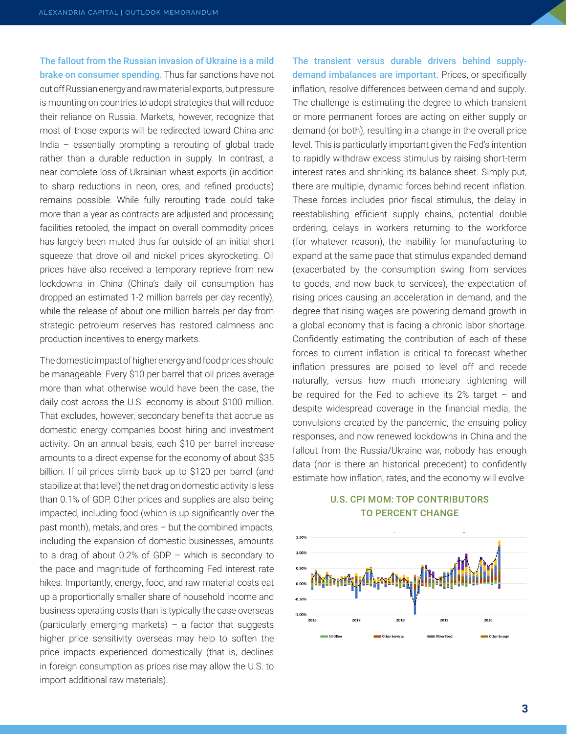**The fallout from the Russian invasion of Ukraine is a mild brake on consumer spending.** Thus far sanctions have not cut off Russian energy and raw material exports, but pressure is mounting on countries to adopt strategies that will reduce their reliance on Russia. Markets, however, recognize that most of those exports will be redirected toward China and India – essentially prompting a rerouting of global trade rather than a durable reduction in supply. In contrast, a near complete loss of Ukrainian wheat exports (in addition to sharp reductions in neon, ores, and refined products) remains possible. While fully rerouting trade could take more than a year as contracts are adjusted and processing facilities retooled, the impact on overall commodity prices has largely been muted thus far outside of an initial short squeeze that drove oil and nickel prices skyrocketing. Oil prices have also received a temporary reprieve from new lockdowns in China (China's daily oil consumption has dropped an estimated 1-2 million barrels per day recently), while the release of about one million barrels per day from strategic petroleum reserves has restored calmness and production incentives to energy markets.

The domestic impact of higher energy and food prices should be manageable. Every $10 per barrel that oil prices average more than what otherwise would have been the case, the daily cost across the U.S. economy is about $100 million. That excludes, however, secondary benefits that accrue as domestic energy companies boost hiring and investment activity. On an annual basis, each $10 per barrel increase amounts to a direct expense for the economy of about $35 billion. If oil prices climb back up to $120 per barrel (and stabilize at that level) the net drag on domestic activity is less than 0.1% of GDP. Other prices and supplies are also being impacted, including food (which is up significantly over the past month), metals, and ores – but the combined impacts, including the expansion of domestic businesses, amounts to a drag of about 0.2% of GDP – which is secondary to the pace and magnitude of forthcoming Fed interest rate hikes. Importantly, energy, food, and raw material costs eat up a proportionally smaller share of household income and business operating costs than is typically the case overseas (particularly emerging markets) – a factor that suggests higher price sensitivity overseas may help to soften the price impacts experienced domestically (that is, declines in foreign consumption as prices rise may allow the U.S. to import additional raw materials).

**The transient versus durable drivers behind supply-demand imbalances are important.** Prices, or specifically inflation, resolve differences between demand and supply. The challenge is estimating the degree to which transient or more permanent forces are acting on either supply or demand (or both), resulting in a change in the overall price level. This is particularly important given the Fed's intention to rapidly withdraw excess stimulus by raising short-term interest rates and shrinking its balance sheet. Simply put, there are multiple, dynamic forces behind recent inflation. These forces includes prior fiscal stimulus, the delay in reestablishing efficient supply chains, potential double ordering, delays in workers returning to the workforce (for whatever reason), the inability for manufacturing to expand at the same pace that stimulus expanded demand (exacerbated by the consumption swing from services to goods, and now back to services), the expectation of rising prices causing an acceleration in demand, and the degree that rising wages are powering demand growth in a global economy that is facing a chronic labor shortage. Confidently estimating the contribution of each of these forces to current inflation is critical to forecast whether inflation pressures are poised to level off and recede naturally, versus how much monetary tightening will be required for the Fed to achieve its 2% target – and despite widespread coverage in the financial media, the convulsions created by the pandemic, the ensuing policy responses, and now renewed lockdowns in China and the fallout from the Russia/Ukraine war, nobody has enough data (nor is there an historical precedent) to confidently estimate how inflation, rates, and the economy will evolve

**U.S. CPI MOM: TOP CONTRIBUTORS TO PERCENT CHANGE**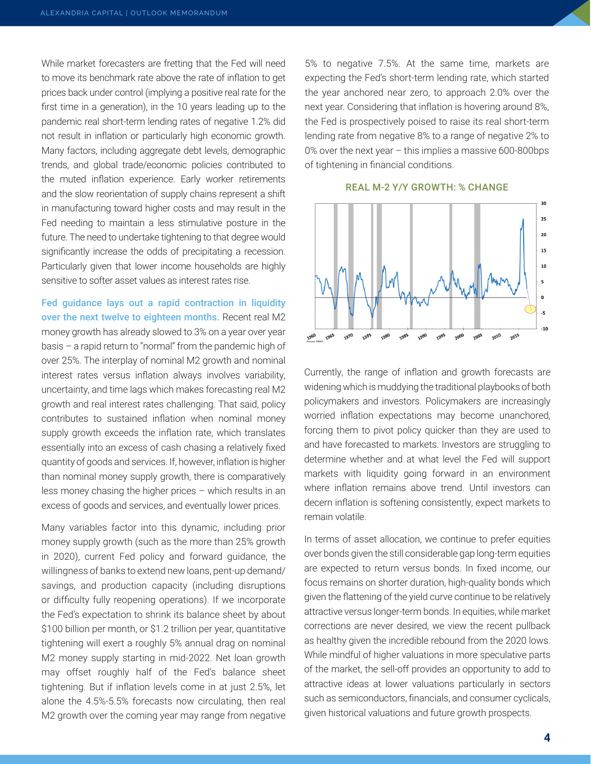While market forecasters are fretting that the Fed will need to move its benchmark rate above the rate of inflation to get prices back under control (implying a positive real rate for the first time in a generation), in the 10 years leading up to the pandemic real short-term lending rates of negative 1.2% did not result in inflation or particularly high economic growth. Many factors, including aggregate debt levels, demographic trends, and global trade/economic policies contributed to the muted inflation experience. Early worker retirements and the slow reorientation of supply chains represent a shift in manufacturing toward higher costs and may result in the Fed needing to maintain a less stimulative posture in the future. The need to undertake tightening to that degree would significantly increase the odds of precipitating a recession. Particularly given that lower income households are highly sensitive to softer asset values as interest rates rise.

**Fed guidance lays out a rapid contraction in liquidity over the next twelve to eighteen months.** Recent real M2 money growth has already slowed to 3% on a year over year basis – a rapid return to "normal" from the pandemic high of over 25%. The interplay of nominal M2 growth and nominal interest rates versus inflation always involves variability, uncertainty, and time lags which makes forecasting real M2 growth and real interest rates challenging. That said, policy contributes to sustained inflation when nominal money supply growth exceeds the inflation rate, which translates essentially into an excess of cash chasing a relatively fixed quantity of goods and services. If, however, inflation is higher than nominal money supply growth, there is comparatively less money chasing the higher prices – which results in an excess of goods and services, and eventually lower prices.

Many variables factor into this dynamic, including prior money supply growth (such as the more than 25% growth in 2020), current Fed policy and forward guidance, the willingness of banks to extend new loans, pent-up demand/savings, and production capacity (including disruptions or difficulty fully reopening operations). If we incorporate the Fed's expectation to shrink its balance sheet by about $100 billion per month, or $1.2 trillion per year, quantitative tightening will exert a roughly 5% annual drag on nominal M2 money supply starting in mid-2022. Net loan growth may offset roughly half of the Fed's balance sheet tightening. But if inflation levels come in at just 2.5%, let alone the 4.5%-5.5% forecasts now circulating, then real M2 growth over the coming year may range from negative 5% to negative 7.5%. At the same time, markets are expecting the Fed's short-term lending rate, which started the year anchored near zero, to approach 2.0% over the next year. Considering that inflation is hovering around 8%, the Fed is prospectively poised to raise its real short-term lending rate from negative 8% to a range of negative 2% to 0% over the next year – this implies a massive 600-800bps of tightening in financial conditions.

**REAL M-2 Y/Y GROWTH: % CHANGE**

Source: FRED

Currently, the range of inflation and growth forecasts are widening which is muddying the traditional playbooks of both policymakers and investors. Policymakers are increasingly worried inflation expectations may become unanchored, forcing them to pivot policy quicker than they are used to and have forecasted to markets. Investors are struggling to determine whether and at what level the Fed will support markets with liquidity going forward in an environment where inflation remains above trend. Until investors can decern inflation is softening consistently, expect markets to remain volatile.

In terms of asset allocation, we continue to prefer equities over bonds given the still considerable gap long-term equities are expected to return versus bonds. In fixed income, our focus remains on shorter duration, high-quality bonds which given the flattening of the yield curve continue to be relatively attractive versus longer-term bonds. In equities, while market corrections are never desired, we view the recent pullback as healthy given the incredible rebound from the 2020 lows. While mindful of higher valuations in more speculative parts of the market, the sell-off provides an opportunity to add to attractive ideas at lower valuations particularly in sectors such as semiconductors, financials, and consumer cyclicals, given historical valuations and future growth prospects.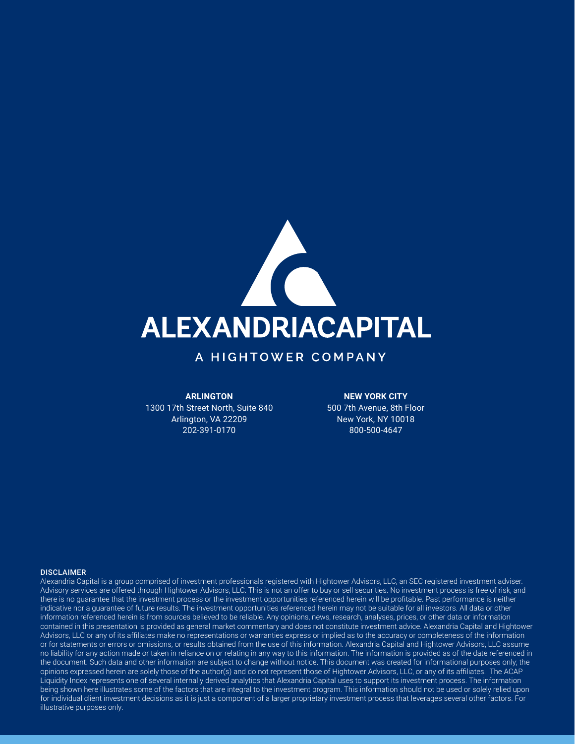ALEXANDRIACAPITAL

A HIGHTOWER COMPANY

**ARLINGTON**
1300 17th Street North, Suite 840
Arlington, VA 22209
202-391-0170

**NEW YORK CITY**
500 7th Avenue, 8th Floor
New York, NY 10018
800-500-4647

DISCLAIMER

Alexandria Capital is a group comprised of investment professionals registered with Hightower Advisors, LLC, an SEC registered investment adviser. Advisory services are offered through Hightower Advisors, LLC. This is not an offer to buy or sell securities. No investment process is free of risk, and there is no guarantee that the investment process or the investment opportunities referenced herein will be profitable. Past performance is neither indicative nor a guarantee of future results. The investment opportunities referenced herein may not be suitable for all investors. All data or other information referenced herein is from sources believed to be reliable. Any opinions, news, research, analyses, prices, or other data or information contained in this presentation is provided as general market commentary and does not constitute investment advice. Alexandria Capital and Hightower Advisors, LLC or any of its affiliates make no representations or warranties express or implied as to the accuracy or completeness of the information or for statements or errors or omissions, or results obtained from the use of this information. Alexandria Capital and Hightower Advisors, LLC assume no liability for any action made or taken in reliance on or relating in any way to this information. The information is provided as of the date referenced in the document. Such data and other information are subject to change without notice. This document was created for informational purposes only; the opinions expressed herein are solely those of the author(s) and do not represent those of Hightower Advisors, LLC, or any of its affiliates. The ACAP Liquidity Index represents one of several internally derived analytics that Alexandria Capital uses to support its investment process. The information being shown here illustrates some of the factors that are integral to the investment program. This information should not be used or solely relied upon for individual client investment decisions as it is just a component of a larger proprietary investment process that leverages several other factors. For illustrative purposes only.